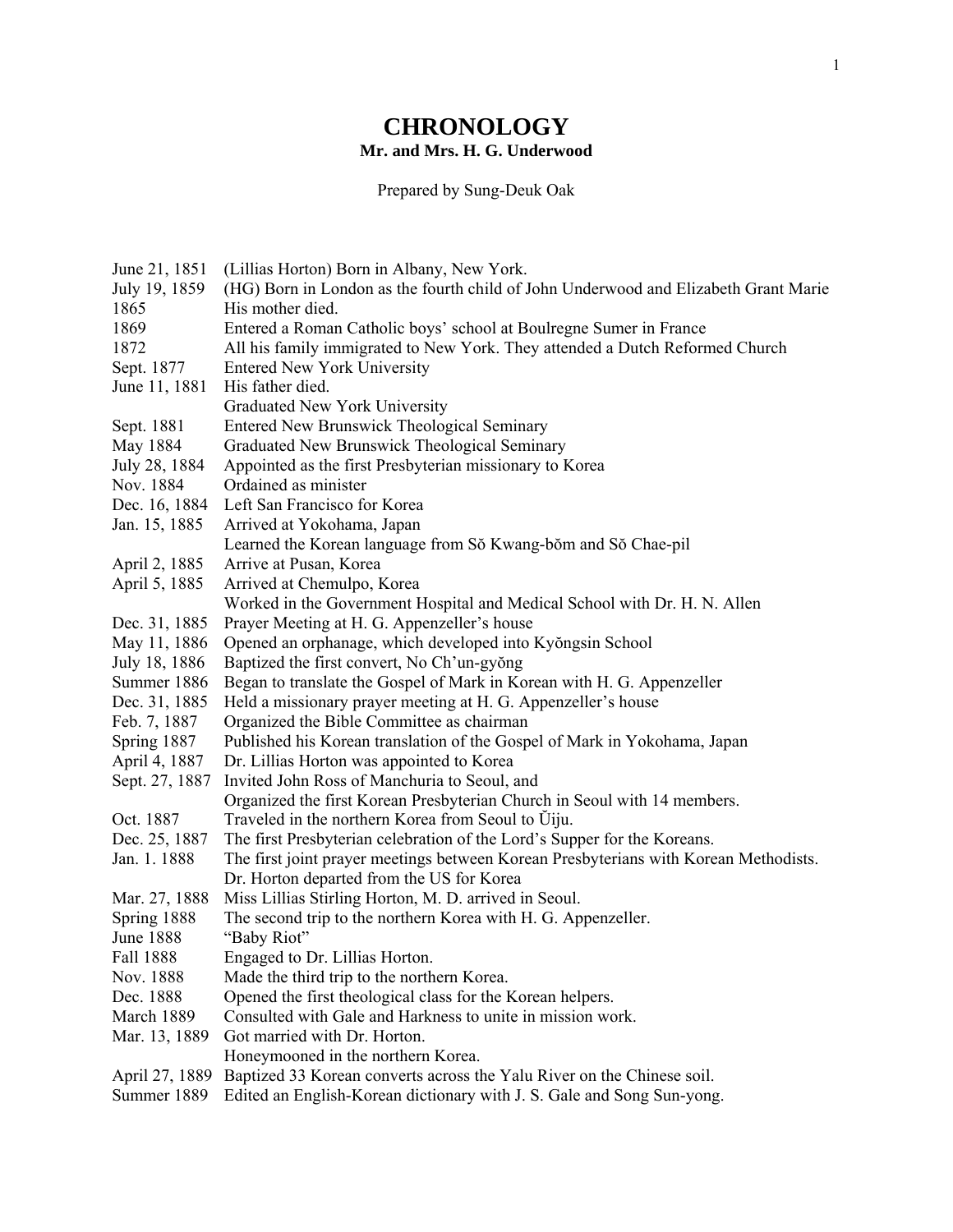# CHRONOLOGY

**Mr. and Mrs. H. G. Underwood**

Prepared by Sung-Deuk Oak

| | |
|---|---|
| June 21, 1851 | (Lillias Horton) Born in Albany, New York. |
| July 19, 1859 | (HG) Born in London as the fourth child of John Underwood and Elizabeth Grant Marie |
| 1865 | His mother died. |
| 1869 | Entered a Roman Catholic boys' school at Boulregne Sumer in France |
| 1872 | All his family immigrated to New York. They attended a Dutch Reformed Church |
| Sept. 1877 | Entered New York University |
| June 11, 1881 | His father died. |
| | Graduated New York University |
| Sept. 1881 | Entered New Brunswick Theological Seminary |
| May 1884 | Graduated New Brunswick Theological Seminary |
| July 28, 1884 | Appointed as the first Presbyterian missionary to Korea |
| Nov. 1884 | Ordained as minister |
| Dec. 16, 1884 | Left San Francisco for Korea |
| Jan. 15, 1885 | Arrived at Yokohama, Japan |
| | Learned the Korean language from Sŏ Kwang-bŏm and Sŏ Chae-pil |
| April 2, 1885 | Arrive at Pusan, Korea |
| April 5, 1885 | Arrived at Chemulpo, Korea |
| | Worked in the Government Hospital and Medical School with Dr. H. N. Allen |
| Dec. 31, 1885 | Prayer Meeting at H. G. Appenzeller's house |
| May 11, 1886 | Opened an orphanage, which developed into Kyŏngsin School |
| July 18, 1886 | Baptized the first convert, No Ch'un-gyŏng |
| Summer 1886 | Began to translate the Gospel of Mark in Korean with H. G. Appenzeller |
| Dec. 31, 1885 | Held a missionary prayer meeting at H. G. Appenzeller's house |
| Feb. 7, 1887 | Organized the Bible Committee as chairman |
| Spring 1887 | Published his Korean translation of the Gospel of Mark in Yokohama, Japan |
| April 4, 1887 | Dr. Lillias Horton was appointed to Korea |
| Sept. 27, 1887 | Invited John Ross of Manchuria to Seoul, and |
| | Organized the first Korean Presbyterian Church in Seoul with 14 members. |
| Oct. 1887 | Traveled in the northern Korea from Seoul to Ŭiju. |
| Dec. 25, 1887 | The first Presbyterian celebration of the Lord's Supper for the Koreans. |
| Jan. 1. 1888 | The first joint prayer meetings between Korean Presbyterians with Korean Methodists. |
| | Dr. Horton departed from the US for Korea |
| Mar. 27, 1888 | Miss Lillias Stirling Horton, M. D. arrived in Seoul. |
| Spring 1888 | The second trip to the northern Korea with H. G. Appenzeller. |
| June 1888 | "Baby Riot" |
| Fall 1888 | Engaged to Dr. Lillias Horton. |
| Nov. 1888 | Made the third trip to the northern Korea. |
| Dec. 1888 | Opened the first theological class for the Korean helpers. |
| March 1889 | Consulted with Gale and Harkness to unite in mission work. |
| Mar. 13, 1889 | Got married with Dr. Horton. |
| | Honeymooned in the northern Korea. |
| April 27, 1889 | Baptized 33 Korean converts across the Yalu River on the Chinese soil. |
| Summer 1889 | Edited an English-Korean dictionary with J. S. Gale and Song Sun-yong. |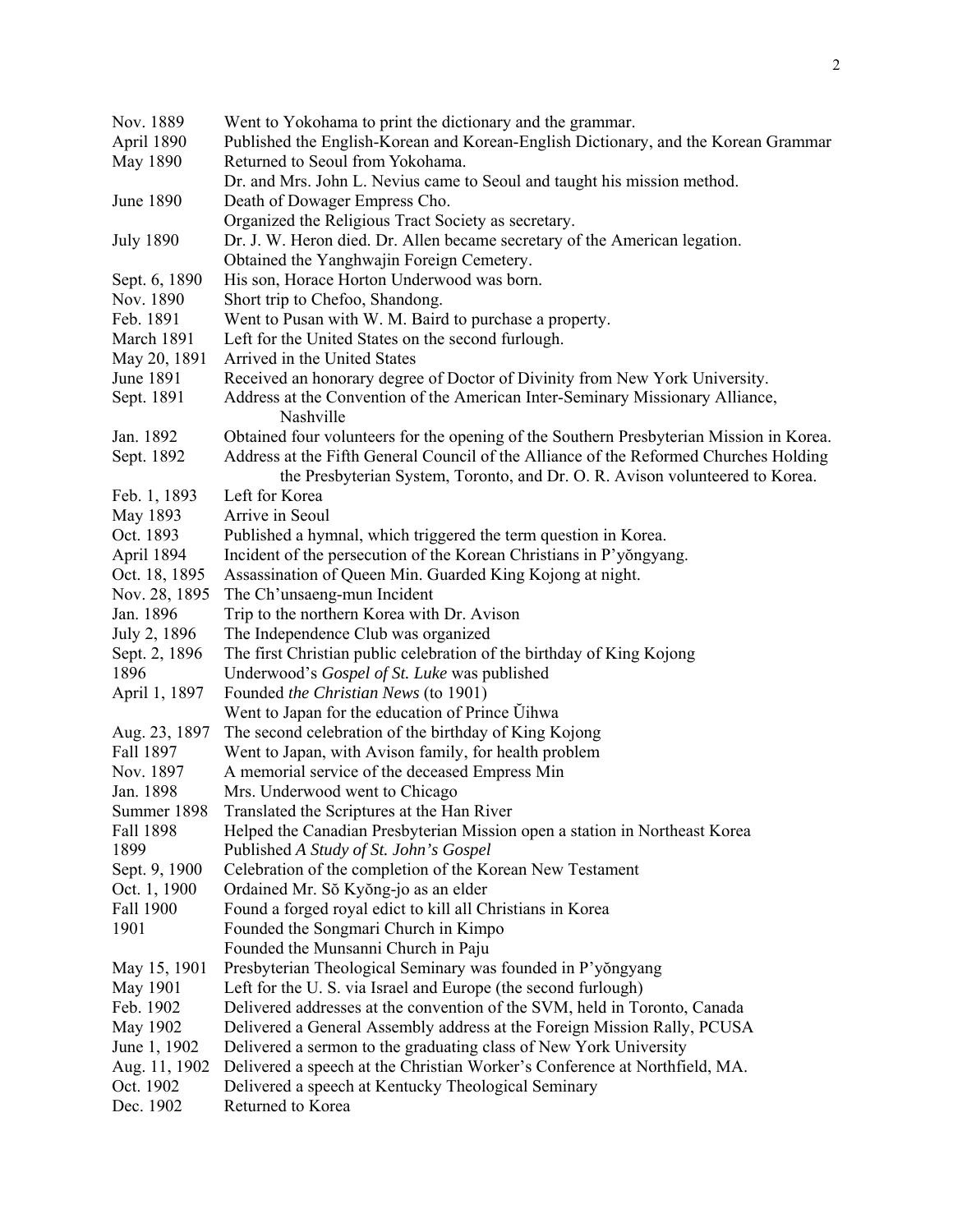| | |
|---|---|
| Nov. 1889 | Went to Yokohama to print the dictionary and the grammar. |
| April 1890 | Published the English-Korean and Korean-English Dictionary, and the Korean Grammar |
| May 1890 | Returned to Seoul from Yokohama. |
| | Dr. and Mrs. John L. Nevius came to Seoul and taught his mission method. |
| June 1890 | Death of Dowager Empress Cho. |
| | Organized the Religious Tract Society as secretary. |
| July 1890 | Dr. J. W. Heron died. Dr. Allen became secretary of the American legation. |
| | Obtained the Yanghwajin Foreign Cemetery. |
| Sept. 6, 1890 | His son, Horace Horton Underwood was born. |
| Nov. 1890 | Short trip to Chefoo, Shandong. |
| Feb. 1891 | Went to Pusan with W. M. Baird to purchase a property. |
| March 1891 | Left for the United States on the second furlough. |
| May 20, 1891 | Arrived in the United States |
| June 1891 | Received an honorary degree of Doctor of Divinity from New York University. |
| Sept. 1891 | Address at the Convention of the American Inter-Seminary Missionary Alliance, Nashville |
| Jan. 1892 | Obtained four volunteers for the opening of the Southern Presbyterian Mission in Korea. |
| Sept. 1892 | Address at the Fifth General Council of the Alliance of the Reformed Churches Holding the Presbyterian System, Toronto, and Dr. O. R. Avison volunteered to Korea. |
| Feb. 1, 1893 | Left for Korea |
| May 1893 | Arrive in Seoul |
| Oct. 1893 | Published a hymnal, which triggered the term question in Korea. |
| April 1894 | Incident of the persecution of the Korean Christians in P'yŏngyang. |
| Oct. 18, 1895 | Assassination of Queen Min. Guarded King Kojong at night. |
| Nov. 28, 1895 | The Ch'unsaeng-mun Incident |
| Jan. 1896 | Trip to the northern Korea with Dr. Avison |
| July 2, 1896 | The Independence Club was organized |
| Sept. 2, 1896 | The first Christian public celebration of the birthday of King Kojong |
| 1896 | Underwood's *Gospel of St. Luke* was published |
| April 1, 1897 | Founded *the Christian News* (to 1901) |
| | Went to Japan for the education of Prince Ŭihwa |
| Aug. 23, 1897 | The second celebration of the birthday of King Kojong |
| Fall 1897 | Went to Japan, with Avison family, for health problem |
| Nov. 1897 | A memorial service of the deceased Empress Min |
| Jan. 1898 | Mrs. Underwood went to Chicago |
| Summer 1898 | Translated the Scriptures at the Han River |
| Fall 1898 | Helped the Canadian Presbyterian Mission open a station in Northeast Korea |
| 1899 | Published *A Study of St. John's Gospel* |
| Sept. 9, 1900 | Celebration of the completion of the Korean New Testament |
| Oct. 1, 1900 | Ordained Mr. Sŏ Kyŏng-jo as an elder |
| Fall 1900 | Found a forged royal edict to kill all Christians in Korea |
| 1901 | Founded the Songmari Church in Kimpo |
| | Founded the Munsanni Church in Paju |
| May 15, 1901 | Presbyterian Theological Seminary was founded in P'yŏngyang |
| May 1901 | Left for the U. S. via Israel and Europe (the second furlough) |
| Feb. 1902 | Delivered addresses at the convention of the SVM, held in Toronto, Canada |
| May 1902 | Delivered a General Assembly address at the Foreign Mission Rally, PCUSA |
| June 1, 1902 | Delivered a sermon to the graduating class of New York University |
| Aug. 11, 1902 | Delivered a speech at the Christian Worker's Conference at Northfield, MA. |
| Oct. 1902 | Delivered a speech at Kentucky Theological Seminary |
| Dec. 1902 | Returned to Korea |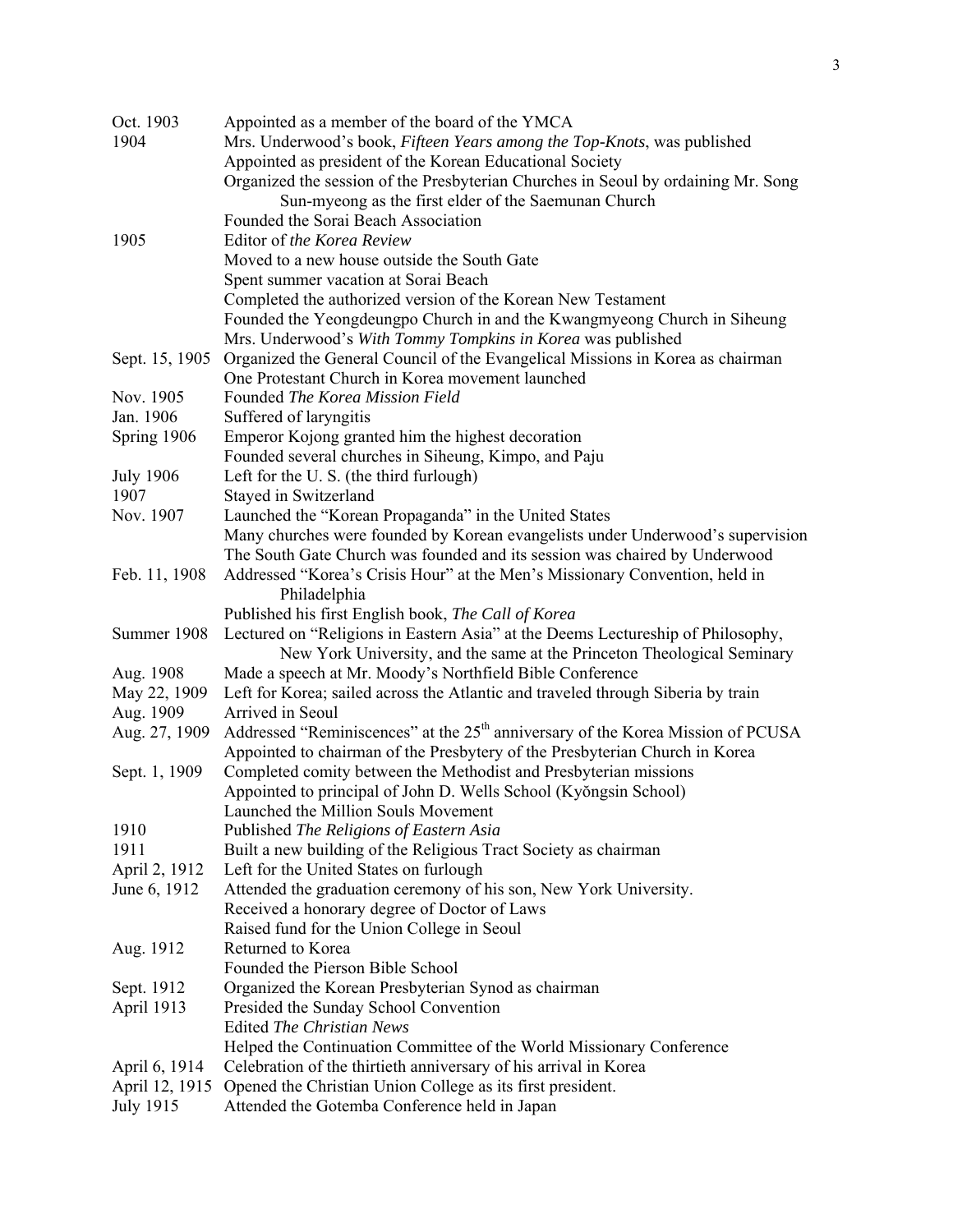| | |
|---|---|
| Oct. 1903 | Appointed as a member of the board of the YMCA |
| 1904 | Mrs. Underwood's book, *Fifteen Years among the Top-Knots*, was published |
| | Appointed as president of the Korean Educational Society |
| | Organized the session of the Presbyterian Churches in Seoul by ordaining Mr. Song Sun-myeong as the first elder of the Saemunan Church |
| | Founded the Sorai Beach Association |
| 1905 | Editor of *the Korea Review* |
| | Moved to a new house outside the South Gate |
| | Spent summer vacation at Sorai Beach |
| | Completed the authorized version of the Korean New Testament |
| | Founded the Yeongdeungpo Church in and the Kwangmyeong Church in Siheung |
| | Mrs. Underwood's *With Tommy Tompkins in Korea* was published |
| Sept. 15, 1905 | Organized the General Council of the Evangelical Missions in Korea as chairman |
| | One Protestant Church in Korea movement launched |
| Nov. 1905 | Founded *The Korea Mission Field* |
| Jan. 1906 | Suffered of laryngitis |
| Spring 1906 | Emperor Kojong granted him the highest decoration |
| | Founded several churches in Siheung, Kimpo, and Paju |
| July 1906 | Left for the U. S. (the third furlough) |
| 1907 | Stayed in Switzerland |
| Nov. 1907 | Launched the "Korean Propaganda" in the United States |
| | Many churches were founded by Korean evangelists under Underwood's supervision |
| | The South Gate Church was founded and its session was chaired by Underwood |
| Feb. 11, 1908 | Addressed "Korea's Crisis Hour" at the Men's Missionary Convention, held in Philadelphia |
| | Published his first English book, *The Call of Korea* |
| Summer 1908 | Lectured on "Religions in Eastern Asia" at the Deems Lectureship of Philosophy, New York University, and the same at the Princeton Theological Seminary |
| Aug. 1908 | Made a speech at Mr. Moody's Northfield Bible Conference |
| May 22, 1909 | Left for Korea; sailed across the Atlantic and traveled through Siberia by train |
| Aug. 1909 | Arrived in Seoul |
| Aug. 27, 1909 | Addressed "Reminiscences" at the 25th anniversary of the Korea Mission of PCUSA |
| | Appointed to chairman of the Presbytery of the Presbyterian Church in Korea |
| Sept. 1, 1909 | Completed comity between the Methodist and Presbyterian missions |
| | Appointed to principal of John D. Wells School (Kyŏngsin School) |
| | Launched the Million Souls Movement |
| 1910 | Published *The Religions of Eastern Asia* |
| 1911 | Built a new building of the Religious Tract Society as chairman |
| April 2, 1912 | Left for the United States on furlough |
| June 6, 1912 | Attended the graduation ceremony of his son, New York University. |
| | Received a honorary degree of Doctor of Laws |
| | Raised fund for the Union College in Seoul |
| Aug. 1912 | Returned to Korea |
| | Founded the Pierson Bible School |
| Sept. 1912 | Organized the Korean Presbyterian Synod as chairman |
| April 1913 | Presided the Sunday School Convention |
| | Edited *The Christian News* |
| | Helped the Continuation Committee of the World Missionary Conference |
| April 6, 1914 | Celebration of the thirtieth anniversary of his arrival in Korea |
| April 12, 1915 | Opened the Christian Union College as its first president. |
| July 1915 | Attended the Gotemba Conference held in Japan |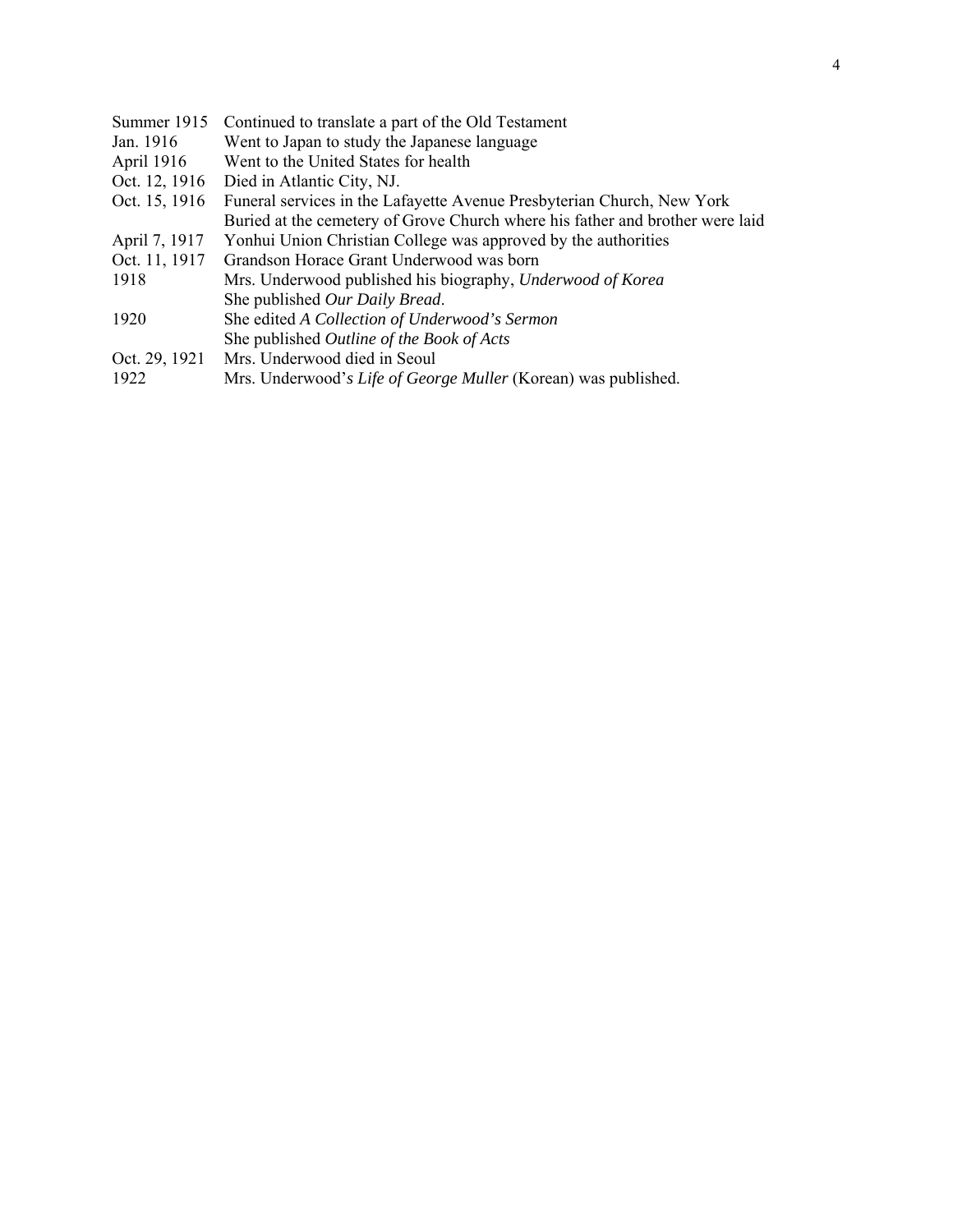| | |
|---|---|
| Summer 1915 | Continued to translate a part of the Old Testament |
| Jan. 1916 | Went to Japan to study the Japanese language |
| April 1916 | Went to the United States for health |
| Oct. 12, 1916 | Died in Atlantic City, NJ. |
| Oct. 15, 1916 | Funeral services in the Lafayette Avenue Presbyterian Church, New York |
| | Buried at the cemetery of Grove Church where his father and brother were laid |
| April 7, 1917 | Yonhui Union Christian College was approved by the authorities |
| Oct. 11, 1917 | Grandson Horace Grant Underwood was born |
| 1918 | Mrs. Underwood published his biography, *Underwood of Korea* |
| | She published *Our Daily Bread*. |
| 1920 | She edited *A Collection of Underwood's Sermon* |
| | She published *Outline of the Book of Acts* |
| Oct. 29, 1921 | Mrs. Underwood died in Seoul |
| 1922 | Mrs. Underwood's *Life of George Muller* (Korean) was published. |